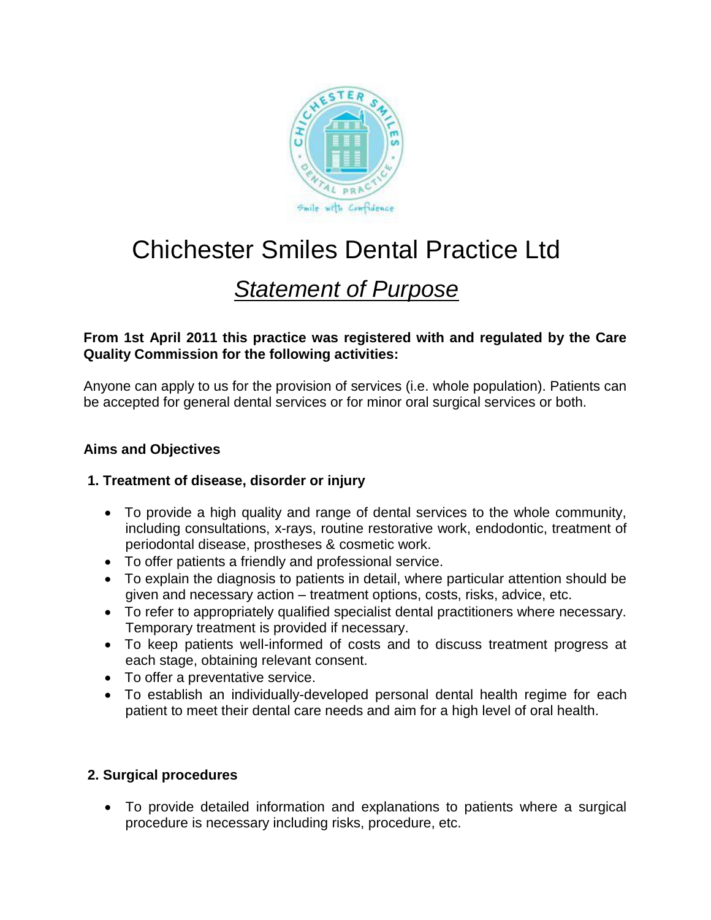# Chichester Smiles Dental Practice Ltd

## *Statement of Purpose*

**From 1st April 2011 this practice was registered with and regulated by the Care Quality Commission for the following activities:**

Anyone can apply to us for the provision of services (i.e. whole population). Patients can be accepted for general dental services or for minor oral surgical services or both.

### Aims and Objectives

#### 1. Treatment of disease, disorder or injury

- To provide a high quality and range of dental services to the whole community, including consultations, x-rays, routine restorative work, endodontic, treatment of periodontal disease, prostheses & cosmetic work.
- To offer patients a friendly and professional service.
- To explain the diagnosis to patients in detail, where particular attention should be given and necessary action – treatment options, costs, risks, advice, etc.
- To refer to appropriately qualified specialist dental practitioners where necessary. Temporary treatment is provided if necessary.
- To keep patients well-informed of costs and to discuss treatment progress at each stage, obtaining relevant consent.
- To offer a preventative service.
- To establish an individually-developed personal dental health regime for each patient to meet their dental care needs and aim for a high level of oral health.

#### 2. Surgical procedures

- To provide detailed information and explanations to patients where a surgical procedure is necessary including risks, procedure, etc.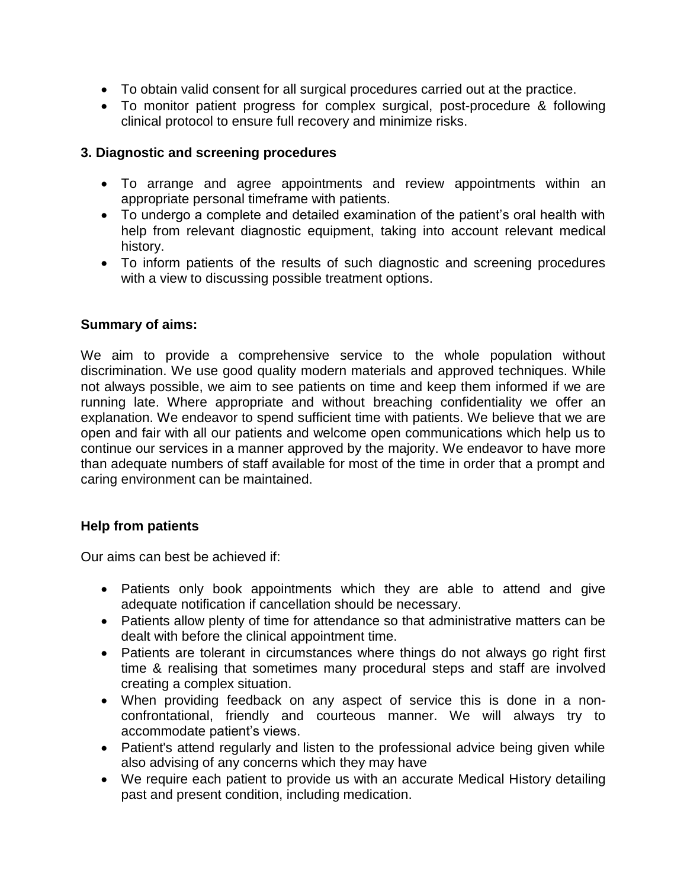- To obtain valid consent for all surgical procedures carried out at the practice.
- To monitor patient progress for complex surgical, post-procedure & following clinical protocol to ensure full recovery and minimize risks.

**3. Diagnostic and screening procedures**

- To arrange and agree appointments and review appointments within an appropriate personal timeframe with patients.
- To undergo a complete and detailed examination of the patient's oral health with help from relevant diagnostic equipment, taking into account relevant medical history.
- To inform patients of the results of such diagnostic and screening procedures with a view to discussing possible treatment options.

**Summary of aims:**

We aim to provide a comprehensive service to the whole population without discrimination. We use good quality modern materials and approved techniques. While not always possible, we aim to see patients on time and keep them informed if we are running late. Where appropriate and without breaching confidentiality we offer an explanation. We endeavor to spend sufficient time with patients. We believe that we are open and fair with all our patients and welcome open communications which help us to continue our services in a manner approved by the majority. We endeavor to have more than adequate numbers of staff available for most of the time in order that a prompt and caring environment can be maintained.

**Help from patients**

Our aims can best be achieved if:

- Patients only book appointments which they are able to attend and give adequate notification if cancellation should be necessary.
- Patients allow plenty of time for attendance so that administrative matters can be dealt with before the clinical appointment time.
- Patients are tolerant in circumstances where things do not always go right first time & realising that sometimes many procedural steps and staff are involved creating a complex situation.
- When providing feedback on any aspect of service this is done in a non-confrontational, friendly and courteous manner. We will always try to accommodate patient's views.
- Patient's attend regularly and listen to the professional advice being given while also advising of any concerns which they may have
- We require each patient to provide us with an accurate Medical History detailing past and present condition, including medication.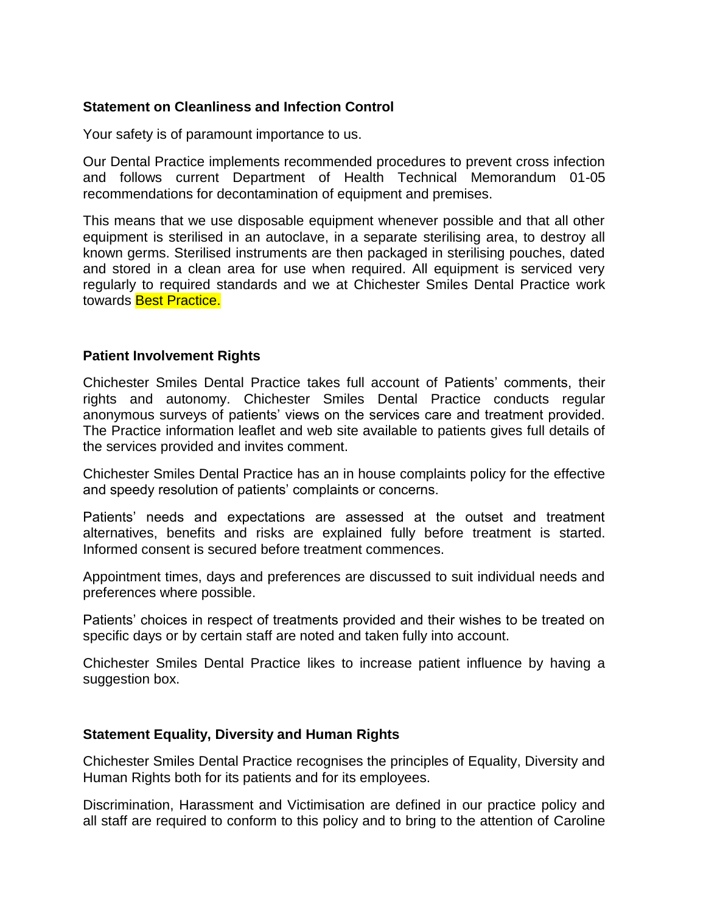**Statement on Cleanliness and Infection Control**

Your safety is of paramount importance to us.

Our Dental Practice implements recommended procedures to prevent cross infection and follows current Department of Health Technical Memorandum 01-05 recommendations for decontamination of equipment and premises.

This means that we use disposable equipment whenever possible and that all other equipment is sterilised in an autoclave, in a separate sterilising area, to destroy all known germs. Sterilised instruments are then packaged in sterilising pouches, dated and stored in a clean area for use when required. All equipment is serviced very regularly to required standards and we at Chichester Smiles Dental Practice work towards Best Practice.

**Patient Involvement Rights**

Chichester Smiles Dental Practice takes full account of Patients' comments, their rights and autonomy. Chichester Smiles Dental Practice conducts regular anonymous surveys of patients' views on the services care and treatment provided. The Practice information leaflet and web site available to patients gives full details of the services provided and invites comment.

Chichester Smiles Dental Practice has an in house complaints policy for the effective and speedy resolution of patients' complaints or concerns.

Patients' needs and expectations are assessed at the outset and treatment alternatives, benefits and risks are explained fully before treatment is started. Informed consent is secured before treatment commences.

Appointment times, days and preferences are discussed to suit individual needs and preferences where possible.

Patients' choices in respect of treatments provided and their wishes to be treated on specific days or by certain staff are noted and taken fully into account.

Chichester Smiles Dental Practice likes to increase patient influence by having a suggestion box.

**Statement Equality, Diversity and Human Rights**

Chichester Smiles Dental Practice recognises the principles of Equality, Diversity and Human Rights both for its patients and for its employees.

Discrimination, Harassment and Victimisation are defined in our practice policy and all staff are required to conform to this policy and to bring to the attention of Caroline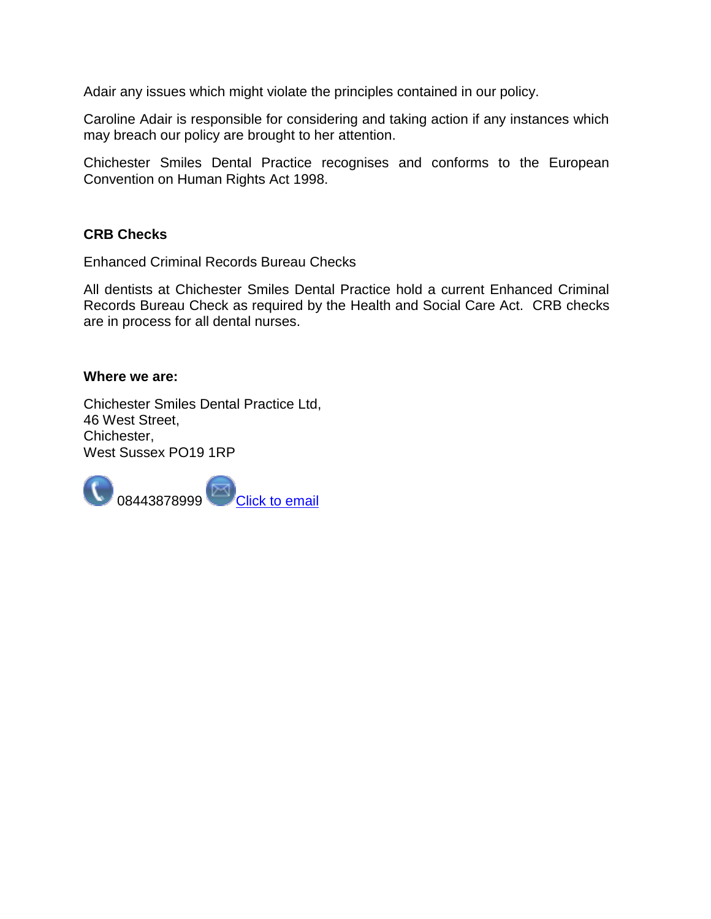Adair any issues which might violate the principles contained in our policy.

Caroline Adair is responsible for considering and taking action if any instances which may breach our policy are brought to her attention.

Chichester Smiles Dental Practice recognises and conforms to the European Convention on Human Rights Act 1998.

**CRB Checks**

Enhanced Criminal Records Bureau Checks

All dentists at Chichester Smiles Dental Practice hold a current Enhanced Criminal Records Bureau Check as required by the Health and Social Care Act. CRB checks are in process for all dental nurses.

**Where we are:**

Chichester Smiles Dental Practice Ltd,
46 West Street,
Chichester,
West Sussex PO19 1RP

08443878999 Click to email